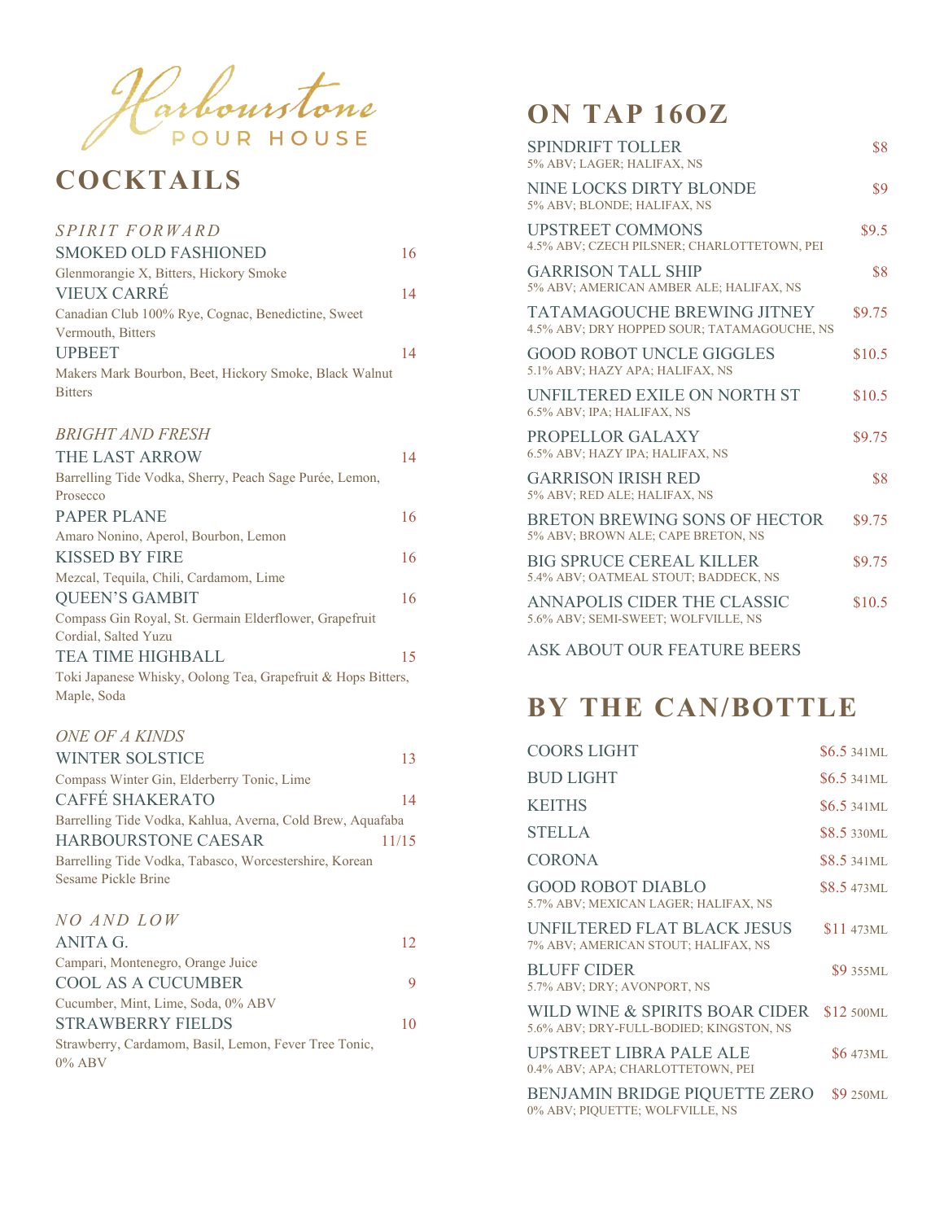# Harbourstone POUR HOUSE

## COCKTAILS

### *SPIRIT FORWARD*

SMOKED OLD FASHIONED — 16
Glenmorangie X, Bitters, Hickory Smoke

VIEUX CARRÉ — 14
Canadian Club 100% Rye, Cognac, Benedictine, Sweet Vermouth, Bitters

UPBEET — 14
Makers Mark Bourbon, Beet, Hickory Smoke, Black Walnut Bitters

### *BRIGHT AND FRESH*

THE LAST ARROW — 14
Barrelling Tide Vodka, Sherry, Peach Sage Purée, Lemon, Prosecco

PAPER PLANE — 16
Amaro Nonino, Aperol, Bourbon, Lemon

KISSED BY FIRE — 16
Mezcal, Tequila, Chili, Cardamom, Lime

QUEEN'S GAMBIT — 16
Compass Gin Royal, St. Germain Elderflower, Grapefruit Cordial, Salted Yuzu

TEA TIME HIGHBALL — 15
Toki Japanese Whisky, Oolong Tea, Grapefruit & Hops Bitters, Maple, Soda

### *ONE OF A KINDS*

WINTER SOLSTICE — 13
Compass Winter Gin, Elderberry Tonic, Lime

CAFFÉ SHAKERATO — 14
Barrelling Tide Vodka, Kahlua, Averna, Cold Brew, Aquafaba

HARBOURSTONE CAESAR — 11/15
Barrelling Tide Vodka, Tabasco, Worcestershire, Korean Sesame Pickle Brine

### *NO AND LOW*

ANITA G. — 12
Campari, Montenegro, Orange Juice

COOL AS A CUCUMBER — 9
Cucumber, Mint, Lime, Soda, 0% ABV

STRAWBERRY FIELDS — 10
Strawberry, Cardamom, Basil, Lemon, Fever Tree Tonic, 0% ABV

## ON TAP 16OZ

| Beer | Price |
|---|---|
| SPINDRIFT TOLLER<br>5% ABV; LAGER; HALIFAX, NS | $8 |
| NINE LOCKS DIRTY BLONDE<br>5% ABV; BLONDE; HALIFAX, NS | $9 |
| UPSTREET COMMONS<br>4.5% ABV; CZECH PILSNER; CHARLOTTETOWN, PEI | $9.5 |
| GARRISON TALL SHIP<br>5% ABV; AMERICAN AMBER ALE; HALIFAX, NS | $8 |
| TATAMAGOUCHE BREWING JITNEY<br>4.5% ABV; DRY HOPPED SOUR; TATAMAGOUCHE, NS | $9.75 |
| GOOD ROBOT UNCLE GIGGLES<br>5.1% ABV; HAZY APA; HALIFAX, NS | $10.5 |
| UNFILTERED EXILE ON NORTH ST<br>6.5% ABV; IPA; HALIFAX, NS | $10.5 |
| PROPELLOR GALAXY<br>6.5% ABV; HAZY IPA; HALIFAX, NS | $9.75 |
| GARRISON IRISH RED<br>5% ABV; RED ALE; HALIFAX, NS | $8 |
| BRETON BREWING SONS OF HECTOR<br>5% ABV; BROWN ALE; CAPE BRETON, NS | $9.75 |
| BIG SPRUCE CEREAL KILLER<br>5.4% ABV; OATMEAL STOUT; BADDECK, NS | $9.75 |
| ANNAPOLIS CIDER THE CLASSIC<br>5.6% ABV; SEMI-SWEET; WOLFVILLE, NS | $10.5 |

ASK ABOUT OUR FEATURE BEERS

## BY THE CAN/BOTTLE

| Beer | Price |
|---|---|
| COORS LIGHT | $6.5 341ML |
| BUD LIGHT | $6.5 341ML |
| KEITHS | $6.5 341ML |
| STELLA | $8.5 330ML |
| CORONA | $8.5 341ML |
| GOOD ROBOT DIABLO<br>5.7% ABV; MEXICAN LAGER; HALIFAX, NS | $8.5 473ML |
| UNFILTERED FLAT BLACK JESUS<br>7% ABV; AMERICAN STOUT; HALIFAX, NS | $11 473ML |
| BLUFF CIDER<br>5.7% ABV; DRY; AVONPORT, NS | $9 355ML |
| WILD WINE & SPIRITS BOAR CIDER<br>5.6% ABV; DRY-FULL-BODIED; KINGSTON, NS | $12 500ML |
| UPSTREET LIBRA PALE ALE<br>0.4% ABV; APA; CHARLOTTETOWN, PEI | $6 473ML |
| BENJAMIN BRIDGE PIQUETTE ZERO<br>0% ABV; PIQUETTE; WOLFVILLE, NS | $9 250ML |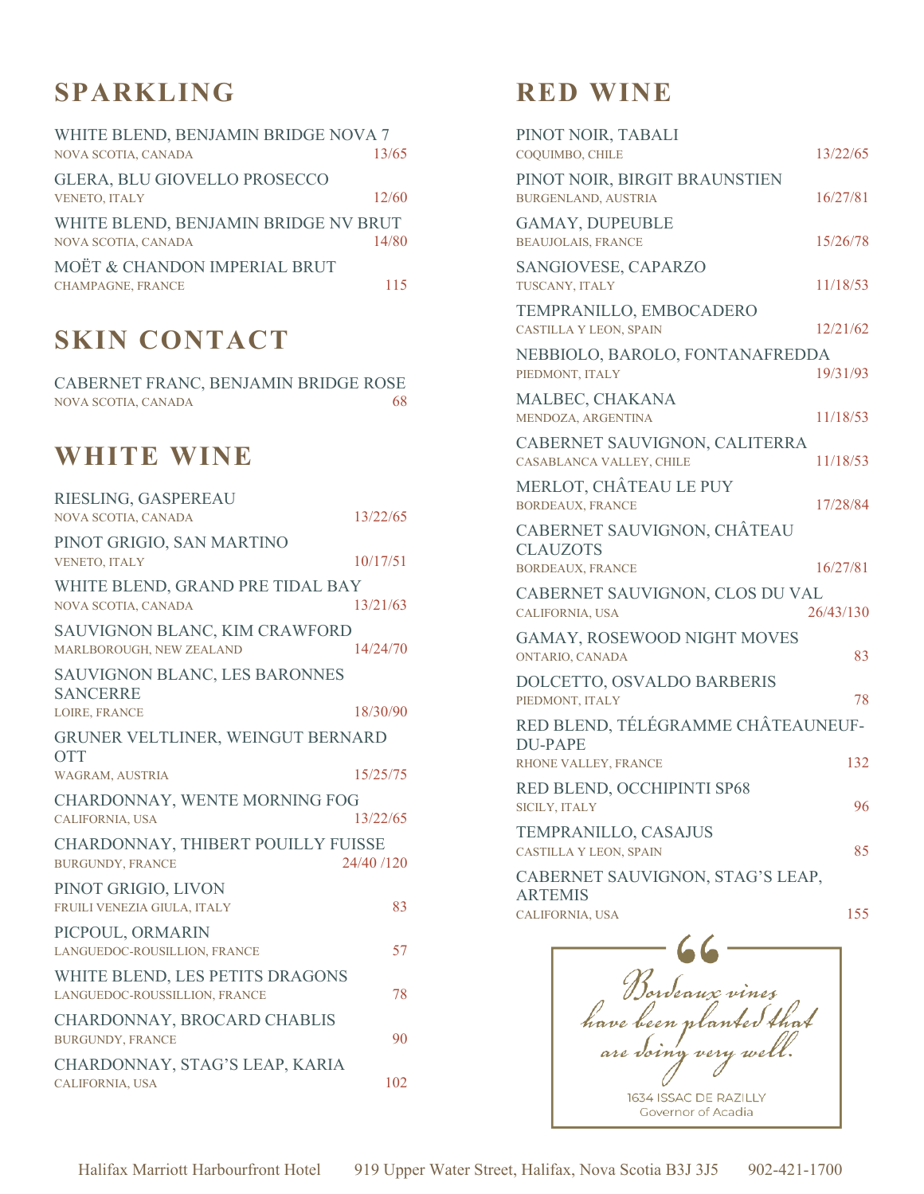## SPARKLING

WHITE BLEND, BENJAMIN BRIDGE NOVA 7
NOVA SCOTIA, CANADA — 13/65

GLERA, BLU GIOVELLO PROSECCO
VENETO, ITALY — 12/60

WHITE BLEND, BENJAMIN BRIDGE NV BRUT
NOVA SCOTIA, CANADA — 14/80

MOËT & CHANDON IMPERIAL BRUT
CHAMPAGNE, FRANCE — 115

## SKIN CONTACT

CABERNET FRANC, BENJAMIN BRIDGE ROSE
NOVA SCOTIA, CANADA — 68

## WHITE WINE

RIESLING, GASPEREAU
NOVA SCOTIA, CANADA — 13/22/65

PINOT GRIGIO, SAN MARTINO
VENETO, ITALY — 10/17/51

WHITE BLEND, GRAND PRE TIDAL BAY
NOVA SCOTIA, CANADA — 13/21/63

SAUVIGNON BLANC, KIM CRAWFORD
MARLBOROUGH, NEW ZEALAND — 14/24/70

SAUVIGNON BLANC, LES BARONNES SANCERRE
LOIRE, FRANCE — 18/30/90

GRUNER VELTLINER, WEINGUT BERNARD OTT
WAGRAM, AUSTRIA — 15/25/75

CHARDONNAY, WENTE MORNING FOG
CALIFORNIA, USA — 13/22/65

CHARDONNAY, THIBERT POUILLY FUISSE
BURGUNDY, FRANCE — 24/40 /120

PINOT GRIGIO, LIVON
FRUILI VENEZIA GIULA, ITALY — 83

PICPOUL, ORMARIN
LANGUEDOC-ROUSILLION, FRANCE — 57

WHITE BLEND, LES PETITS DRAGONS
LANGUEDOC-ROUSSILLION, FRANCE — 78

CHARDONNAY, BROCARD CHABLIS
BURGUNDY, FRANCE — 90

CHARDONNAY, STAG'S LEAP, KARIA
CALIFORNIA, USA — 102

## RED WINE

PINOT NOIR, TABALI
COQUIMBO, CHILE — 13/22/65

PINOT NOIR, BIRGIT BRAUNSTIEN
BURGENLAND, AUSTRIA — 16/27/81

GAMAY, DUPEUBLE
BEAUJOLAIS, FRANCE — 15/26/78

SANGIOVESE, CAPARZO
TUSCANY, ITALY — 11/18/53

TEMPRANILLO, EMBOCADERO
CASTILLA Y LEON, SPAIN — 12/21/62

NEBBIOLO, BAROLO, FONTANAFREDDA
PIEDMONT, ITALY — 19/31/93

MALBEC, CHAKANA
MENDOZA, ARGENTINA — 11/18/53

CABERNET SAUVIGNON, CALITERRA
CASABLANCA VALLEY, CHILE — 11/18/53

MERLOT, CHÂTEAU LE PUY
BORDEAUX, FRANCE — 17/28/84

CABERNET SAUVIGNON, CHÂTEAU CLAUZOTS
BORDEAUX, FRANCE — 16/27/81

CABERNET SAUVIGNON, CLOS DU VAL
CALIFORNIA, USA — 26/43/130

GAMAY, ROSEWOOD NIGHT MOVES
ONTARIO, CANADA — 83

DOLCETTO, OSVALDO BARBERIS
PIEDMONT, ITALY — 78

RED BLEND, TÉLÉGRAMME CHÂTEAUNEUF-DU-PAPE
RHONE VALLEY, FRANCE — 132

RED BLEND, OCCHIPINTI SP68
SICILY, ITALY — 96

TEMPRANILLO, CASAJUS
CASTILLA Y LEON, SPAIN — 85

CABERNET SAUVIGNON, STAG'S LEAP, ARTEMIS
CALIFORNIA, USA — 155

> *Bordeaux vines have been planted that are doing very well.*
>
> 1634 ISSAC DE RAZILLY
> Governor of Acadia

Halifax Marriott Harbourfront Hotel — 919 Upper Water Street, Halifax, Nova Scotia B3J 3J5 — 902-421-1700